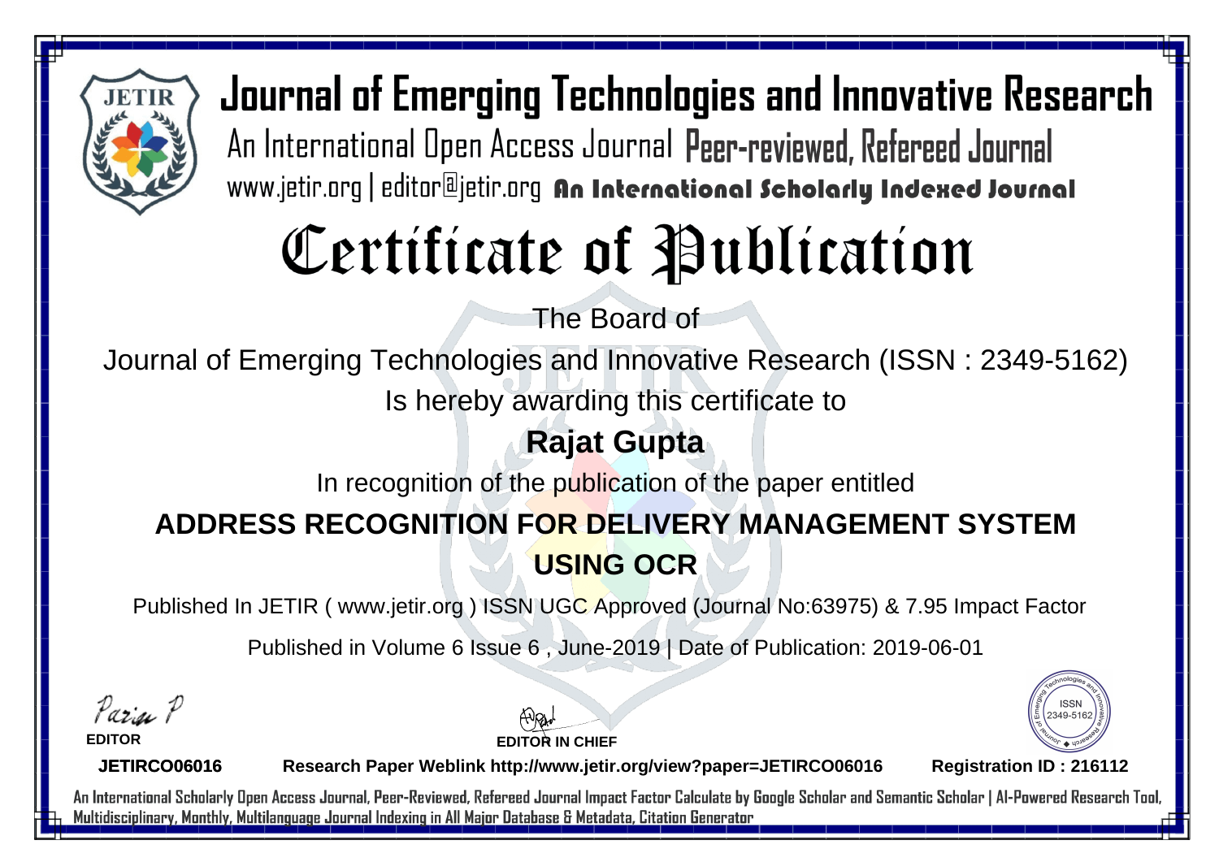# Journal of Emerging Technologies and Innovative Research

An International Open Access Journal Peer-reviewed, Refereed Journal

www.jetir.org | editor@jetir.org **An International Scholarly Indexed Journal**

# Certificate of Publication

The Board of

Journal of Emerging Technologies and Innovative Research (ISSN : 2349-5162)

Is hereby awarding this certificate to

## Rajat Gupta

In recognition of the publication of the paper entitled

## ADDRESS RECOGNITION FOR DELIVERY MANAGEMENT SYSTEM USING OCR

Published In JETIR ( www.jetir.org ) ISSN UGC Approved (Journal No:63975) & 7.95 Impact Factor

Published in Volume 6 Issue 6 , June-2019 | Date of Publication: 2019-06-01

**EDITOR** **EDITOR IN CHIEF**

ISSN 2349-5162

**JETIRCO06016** **Research Paper Weblink http://www.jetir.org/view?paper=JETIRCO06016** **Registration ID : 216112**

An International Scholarly Open Access Journal, Peer-Reviewed, Refereed Journal Impact Factor Calculate by Google Scholar and Semantic Scholar | AI-Powered Research Tool, Multidisciplinary, Monthly, Multilanguage Journal Indexing in All Major Database & Metadata, Citation Generator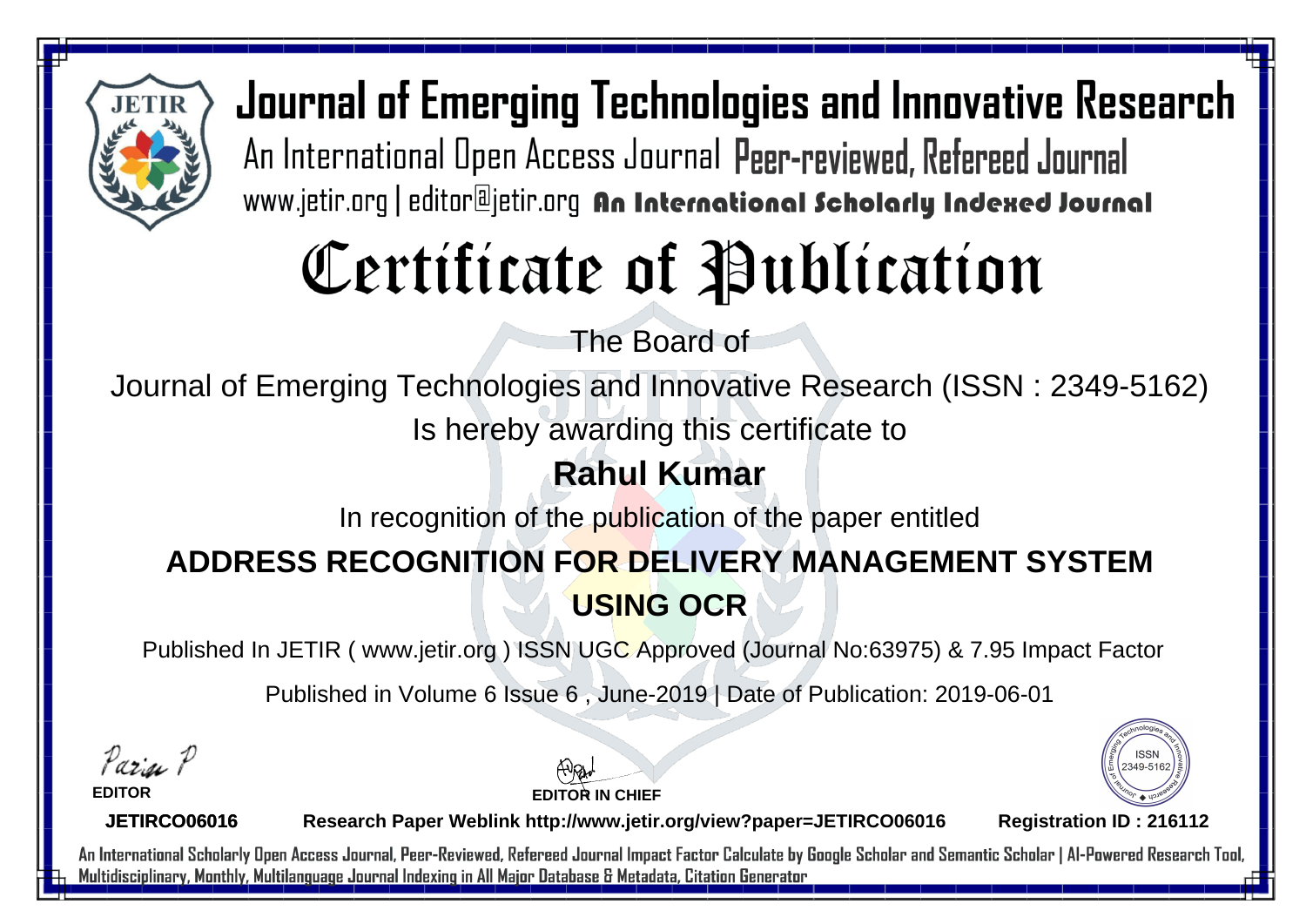# Journal of Emerging Technologies and Innovative Research

An International Open Access Journal Peer-reviewed, Refereed Journal

www.jetir.org | editor@jetir.org **An International Scholarly Indexed Journal**

# Certificate of Publication

The Board of

Journal of Emerging Technologies and Innovative Research (ISSN : 2349-5162)

Is hereby awarding this certificate to

**Rahul Kumar**

In recognition of the publication of the paper entitled

**ADDRESS RECOGNITION FOR DELIVERY MANAGEMENT SYSTEM USING OCR**

Published In JETIR ( www.jetir.org ) ISSN UGC Approved (Journal No:63975) & 7.95 Impact Factor

Published in Volume 6 Issue 6 , June-2019 | Date of Publication: 2019-06-01

**EDITOR**

**EDITOR IN CHIEF**

ISSN 2349-5162

**JETIRCO06016** **Research Paper Weblink http://www.jetir.org/view?paper=JETIRCO06016** **Registration ID : 216112**

An International Scholarly Open Access Journal, Peer-Reviewed, Refereed Journal Impact Factor Calculate by Google Scholar and Semantic Scholar | AI-Powered Research Tool, Multidisciplinary, Monthly, Multilanguage Journal Indexing in All Major Database & Metadata, Citation Generator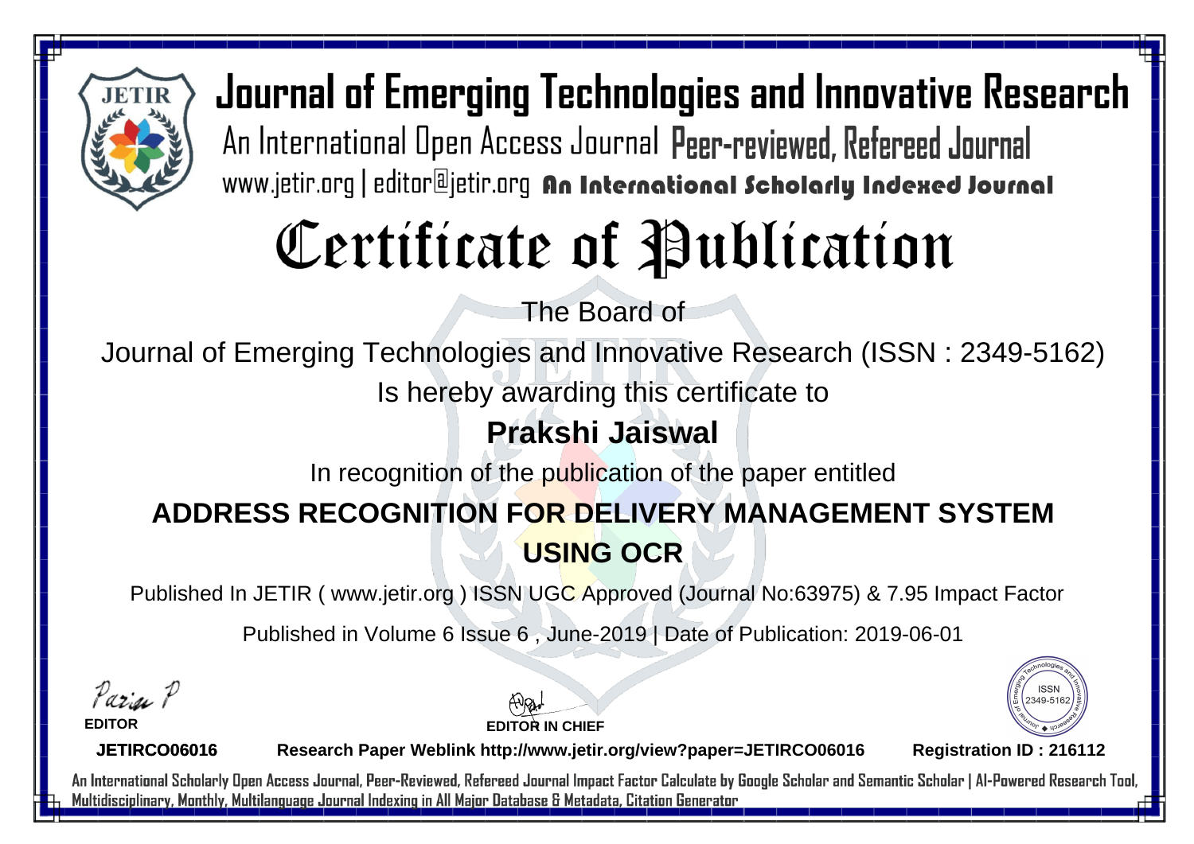# Journal of Emerging Technologies and Innovative Research

An International Open Access Journal Peer-reviewed, Refereed Journal

www.jetir.org | editor@jetir.org **An International Scholarly Indexed Journal**

# Certificate of Publication

The Board of

Journal of Emerging Technologies and Innovative Research (ISSN : 2349-5162)

Is hereby awarding this certificate to

**Prakshi Jaiswal**

In recognition of the publication of the paper entitled

**ADDRESS RECOGNITION FOR DELIVERY MANAGEMENT SYSTEM USING OCR**

Published In JETIR ( www.jetir.org ) ISSN UGC Approved (Journal No:63975) & 7.95 Impact Factor

Published in Volume 6 Issue 6 , June-2019 | Date of Publication: 2019-06-01

**EDITOR**

**EDITOR IN CHIEF**

ISSN 2349-5162

**JETIRCO06016** **Research Paper Weblink http://www.jetir.org/view?paper=JETIRCO06016** **Registration ID : 216112**

An International Scholarly Open Access Journal, Peer-Reviewed, Refereed Journal Impact Factor Calculate by Google Scholar and Semantic Scholar | AI-Powered Research Tool, Multidisciplinary, Monthly, Multilanguage Journal Indexing in All Major Database & Metadata, Citation Generator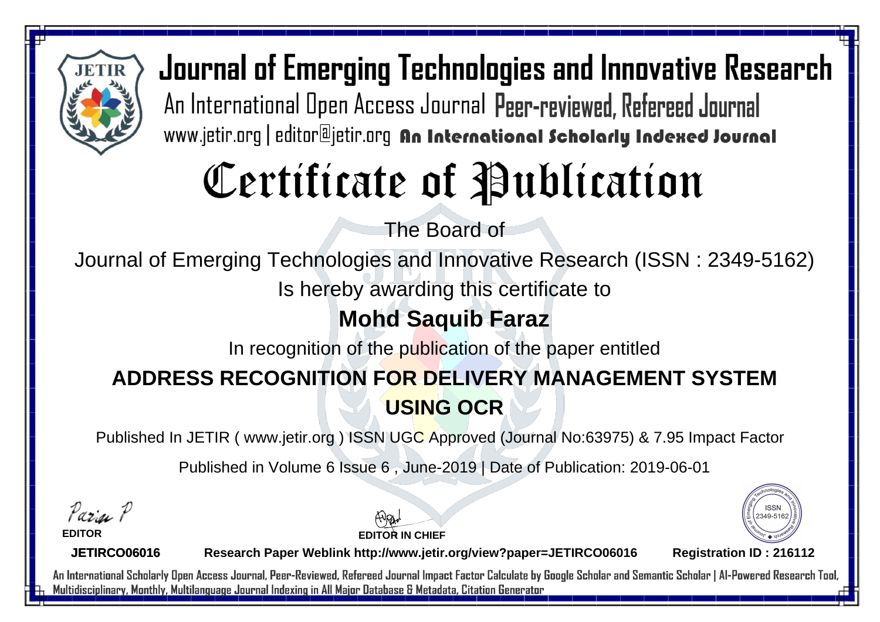# Journal of Emerging Technologies and Innovative Research

An International Open Access Journal Peer-reviewed, Refereed Journal

www.jetir.org | editor@jetir.org **An International Scholarly Indexed Journal**

# Certificate of Publication

The Board of

Journal of Emerging Technologies and Innovative Research (ISSN : 2349-5162)

Is hereby awarding this certificate to

## Mohd Saquib Faraz

In recognition of the publication of the paper entitled

## ADDRESS RECOGNITION FOR DELIVERY MANAGEMENT SYSTEM USING OCR

Published In JETIR ( www.jetir.org ) ISSN UGC Approved (Journal No:63975) & 7.95 Impact Factor

Published in Volume 6 Issue 6 , June-2019 | Date of Publication: 2019-06-01

**EDITOR**

**EDITOR IN CHIEF**

ISSN 2349-5162

**JETIRCO06016** **Research Paper Weblink http://www.jetir.org/view?paper=JETIRCO06016** **Registration ID : 216112**

An International Scholarly Open Access Journal, Peer-Reviewed, Refereed Journal Impact Factor Calculate by Google Scholar and Semantic Scholar | AI-Powered Research Tool, Multidisciplinary, Monthly, Multilanguage Journal Indexing in All Major Database & Metadata, Citation Generator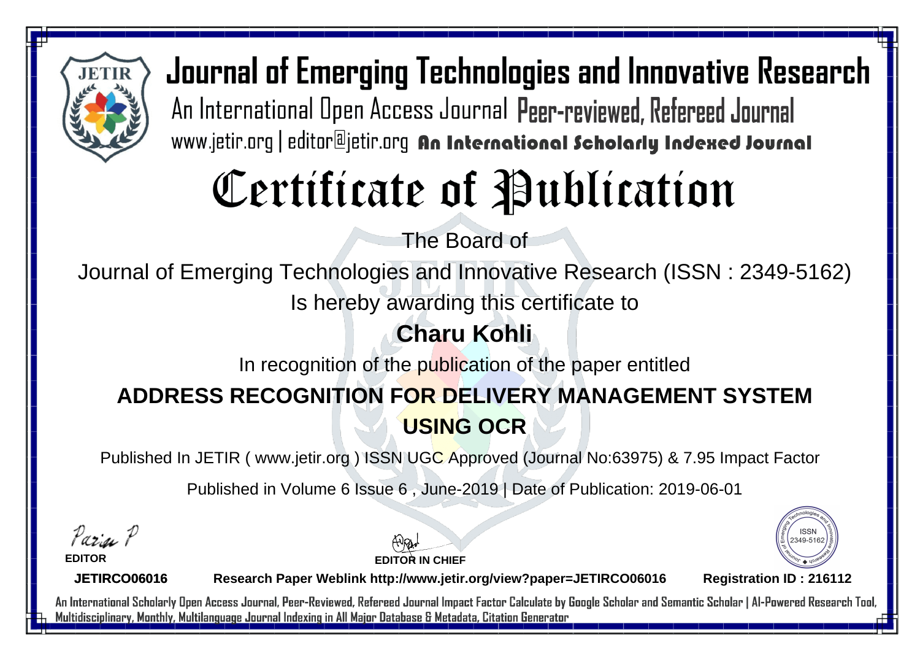# Journal of Emerging Technologies and Innovative Research

An International Open Access Journal Peer-reviewed, Refereed Journal

www.jetir.org | editor@jetir.org An International Scholarly Indexed Journal

# Certificate of Publication

The Board of

Journal of Emerging Technologies and Innovative Research (ISSN : 2349-5162)

Is hereby awarding this certificate to

**Charu Kohli**

In recognition of the publication of the paper entitled

**ADDRESS RECOGNITION FOR DELIVERY MANAGEMENT SYSTEM USING OCR**

Published In JETIR ( www.jetir.org ) ISSN UGC Approved (Journal No:63975) & 7.95 Impact Factor

Published in Volume 6 Issue 6 , June-2019 | Date of Publication: 2019-06-01

**EDITOR**

**EDITOR IN CHIEF**

ISSN 2349-5162

**JETIRCO06016** **Research Paper Weblink http://www.jetir.org/view?paper=JETIRCO06016** **Registration ID : 216112**

An International Scholarly Open Access Journal, Peer-Reviewed, Refereed Journal Impact Factor Calculate by Google Scholar and Semantic Scholar | AI-Powered Research Tool, Multidisciplinary, Monthly, Multilanguage Journal Indexing in All Major Database & Metadata, Citation Generator